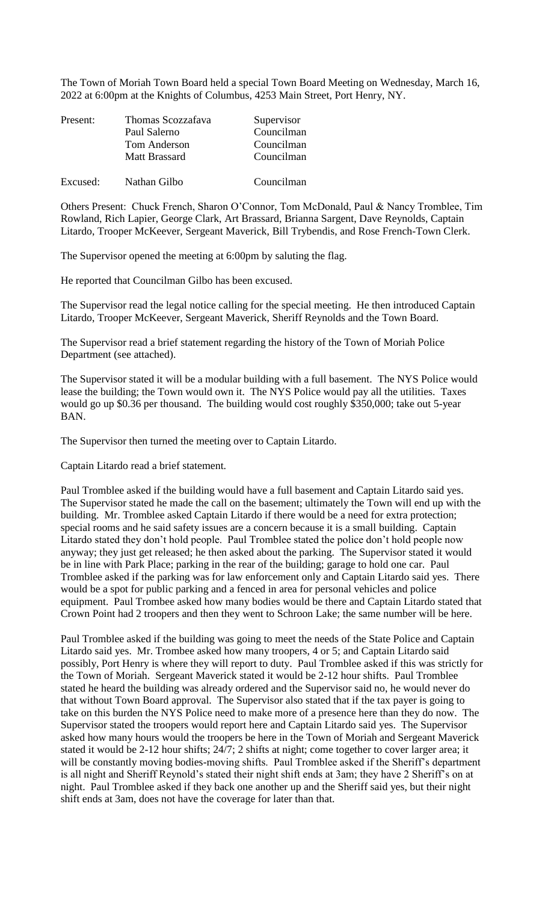The Town of Moriah Town Board held a special Town Board Meeting on Wednesday, March 16, 2022 at 6:00pm at the Knights of Columbus, 4253 Main Street, Port Henry, NY.

| Present: | Thomas Scozzafava | Supervisor |
|---|---|---|
| | Paul Salerno | Councilman |
| | Tom Anderson | Councilman |
| | Matt Brassard | Councilman |
| Excused: | Nathan Gilbo | Councilman |

Others Present: Chuck French, Sharon O'Connor, Tom McDonald, Paul & Nancy Tromblee, Tim Rowland, Rich Lapier, George Clark, Art Brassard, Brianna Sargent, Dave Reynolds, Captain Litardo, Trooper McKeever, Sergeant Maverick, Bill Trybendis, and Rose French-Town Clerk.

The Supervisor opened the meeting at 6:00pm by saluting the flag.

He reported that Councilman Gilbo has been excused.

The Supervisor read the legal notice calling for the special meeting. He then introduced Captain Litardo, Trooper McKeever, Sergeant Maverick, Sheriff Reynolds and the Town Board.

The Supervisor read a brief statement regarding the history of the Town of Moriah Police Department (see attached).

The Supervisor stated it will be a modular building with a full basement. The NYS Police would lease the building; the Town would own it. The NYS Police would pay all the utilities. Taxes would go up $0.36 per thousand. The building would cost roughly $350,000; take out 5-year BAN.

The Supervisor then turned the meeting over to Captain Litardo.

Captain Litardo read a brief statement.

Paul Tromblee asked if the building would have a full basement and Captain Litardo said yes. The Supervisor stated he made the call on the basement; ultimately the Town will end up with the building. Mr. Tromblee asked Captain Litardo if there would be a need for extra protection; special rooms and he said safety issues are a concern because it is a small building. Captain Litardo stated they don't hold people. Paul Tromblee stated the police don't hold people now anyway; they just get released; he then asked about the parking. The Supervisor stated it would be in line with Park Place; parking in the rear of the building; garage to hold one car. Paul Tromblee asked if the parking was for law enforcement only and Captain Litardo said yes. There would be a spot for public parking and a fenced in area for personal vehicles and police equipment. Paul Trombee asked how many bodies would be there and Captain Litardo stated that Crown Point had 2 troopers and then they went to Schroon Lake; the same number will be here.

Paul Tromblee asked if the building was going to meet the needs of the State Police and Captain Litardo said yes. Mr. Trombee asked how many troopers, 4 or 5; and Captain Litardo said possibly, Port Henry is where they will report to duty. Paul Tromblee asked if this was strictly for the Town of Moriah. Sergeant Maverick stated it would be 2-12 hour shifts. Paul Tromblee stated he heard the building was already ordered and the Supervisor said no, he would never do that without Town Board approval. The Supervisor also stated that if the tax payer is going to take on this burden the NYS Police need to make more of a presence here than they do now. The Supervisor stated the troopers would report here and Captain Litardo said yes. The Supervisor asked how many hours would the troopers be here in the Town of Moriah and Sergeant Maverick stated it would be 2-12 hour shifts; 24/7; 2 shifts at night; come together to cover larger area; it will be constantly moving bodies-moving shifts. Paul Tromblee asked if the Sheriff's department is all night and Sheriff Reynold's stated their night shift ends at 3am; they have 2 Sheriff's on at night. Paul Tromblee asked if they back one another up and the Sheriff said yes, but their night shift ends at 3am, does not have the coverage for later than that.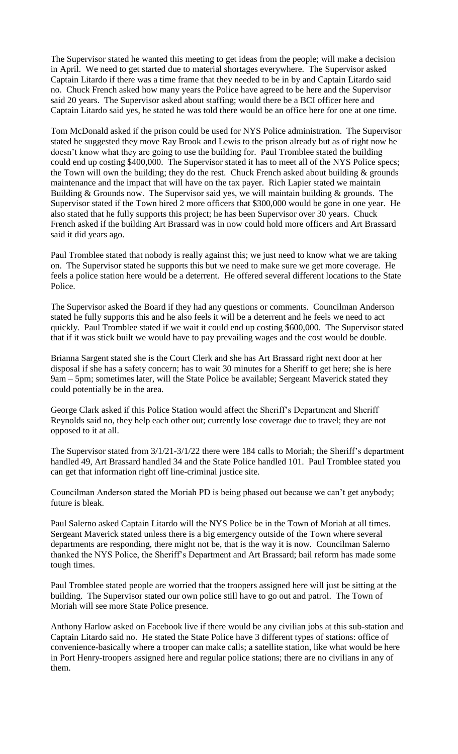The Supervisor stated he wanted this meeting to get ideas from the people; will make a decision in April. We need to get started due to material shortages everywhere. The Supervisor asked Captain Litardo if there was a time frame that they needed to be in by and Captain Litardo said no. Chuck French asked how many years the Police have agreed to be here and the Supervisor said 20 years. The Supervisor asked about staffing; would there be a BCI officer here and Captain Litardo said yes, he stated he was told there would be an office here for one at one time.

Tom McDonald asked if the prison could be used for NYS Police administration. The Supervisor stated he suggested they move Ray Brook and Lewis to the prison already but as of right now he doesn't know what they are going to use the building for. Paul Tromblee stated the building could end up costing $400,000. The Supervisor stated it has to meet all of the NYS Police specs; the Town will own the building; they do the rest. Chuck French asked about building & grounds maintenance and the impact that will have on the tax payer. Rich Lapier stated we maintain Building & Grounds now. The Supervisor said yes, we will maintain building & grounds. The Supervisor stated if the Town hired 2 more officers that $300,000 would be gone in one year. He also stated that he fully supports this project; he has been Supervisor over 30 years. Chuck French asked if the building Art Brassard was in now could hold more officers and Art Brassard said it did years ago.

Paul Tromblee stated that nobody is really against this; we just need to know what we are taking on. The Supervisor stated he supports this but we need to make sure we get more coverage. He feels a police station here would be a deterrent. He offered several different locations to the State Police.

The Supervisor asked the Board if they had any questions or comments. Councilman Anderson stated he fully supports this and he also feels it will be a deterrent and he feels we need to act quickly. Paul Tromblee stated if we wait it could end up costing $600,000. The Supervisor stated that if it was stick built we would have to pay prevailing wages and the cost would be double.

Brianna Sargent stated she is the Court Clerk and she has Art Brassard right next door at her disposal if she has a safety concern; has to wait 30 minutes for a Sheriff to get here; she is here 9am – 5pm; sometimes later, will the State Police be available; Sergeant Maverick stated they could potentially be in the area.

George Clark asked if this Police Station would affect the Sheriff's Department and Sheriff Reynolds said no, they help each other out; currently lose coverage due to travel; they are not opposed to it at all.

The Supervisor stated from 3/1/21-3/1/22 there were 184 calls to Moriah; the Sheriff's department handled 49, Art Brassard handled 34 and the State Police handled 101. Paul Tromblee stated you can get that information right off line-criminal justice site.

Councilman Anderson stated the Moriah PD is being phased out because we can't get anybody; future is bleak.

Paul Salerno asked Captain Litardo will the NYS Police be in the Town of Moriah at all times. Sergeant Maverick stated unless there is a big emergency outside of the Town where several departments are responding, there might not be, that is the way it is now. Councilman Salerno thanked the NYS Police, the Sheriff's Department and Art Brassard; bail reform has made some tough times.

Paul Tromblee stated people are worried that the troopers assigned here will just be sitting at the building. The Supervisor stated our own police still have to go out and patrol. The Town of Moriah will see more State Police presence.

Anthony Harlow asked on Facebook live if there would be any civilian jobs at this sub-station and Captain Litardo said no. He stated the State Police have 3 different types of stations: office of convenience-basically where a trooper can make calls; a satellite station, like what would be here in Port Henry-troopers assigned here and regular police stations; there are no civilians in any of them.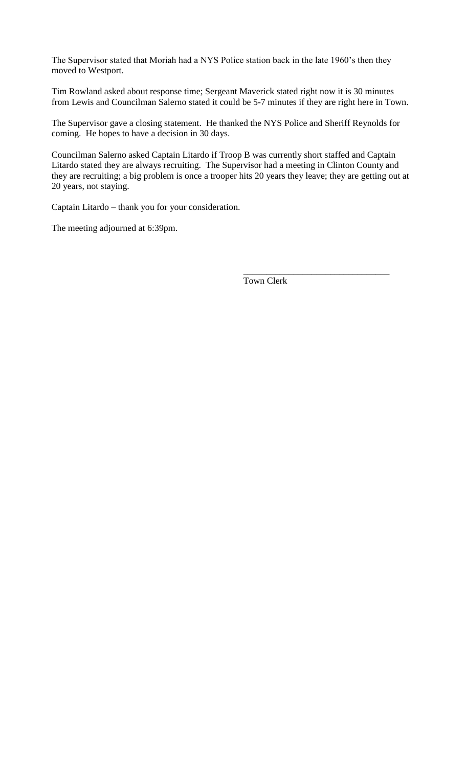The Supervisor stated that Moriah had a NYS Police station back in the late 1960's then they moved to Westport.

Tim Rowland asked about response time; Sergeant Maverick stated right now it is 30 minutes from Lewis and Councilman Salerno stated it could be 5-7 minutes if they are right here in Town.

The Supervisor gave a closing statement. He thanked the NYS Police and Sheriff Reynolds for coming. He hopes to have a decision in 30 days.

Councilman Salerno asked Captain Litardo if Troop B was currently short staffed and Captain Litardo stated they are always recruiting. The Supervisor had a meeting in Clinton County and they are recruiting; a big problem is once a trooper hits 20 years they leave; they are getting out at 20 years, not staying.

Captain Litardo – thank you for your consideration.

The meeting adjourned at 6:39pm.

________________________________
Town Clerk